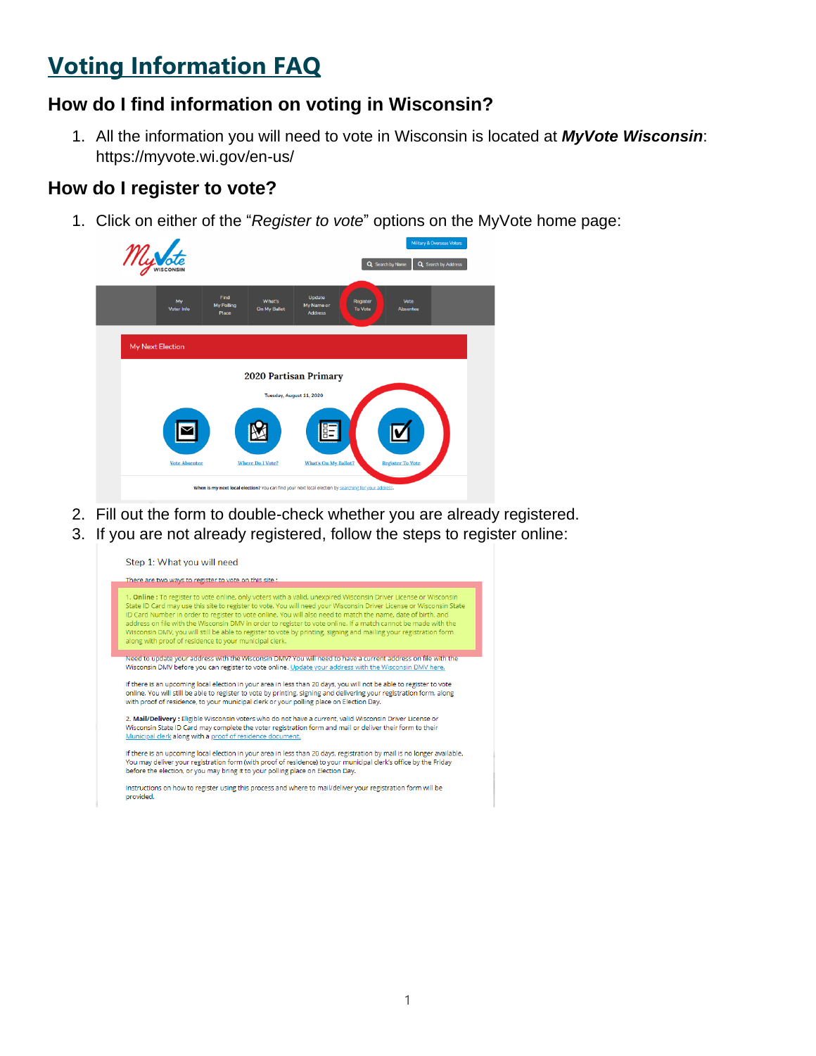# Voting Information FAQ

## How do I find information on voting in Wisconsin?

1. All the information you will need to vote in Wisconsin is located at ***MyVote Wisconsin***: https://myvote.wi.gov/en-us/

## How do I register to vote?

1. Click on either of the "*Register to vote*" options on the MyVote home page:
2. Fill out the form to double-check whether you are already registered.
3. If you are not already registered, follow the steps to register online: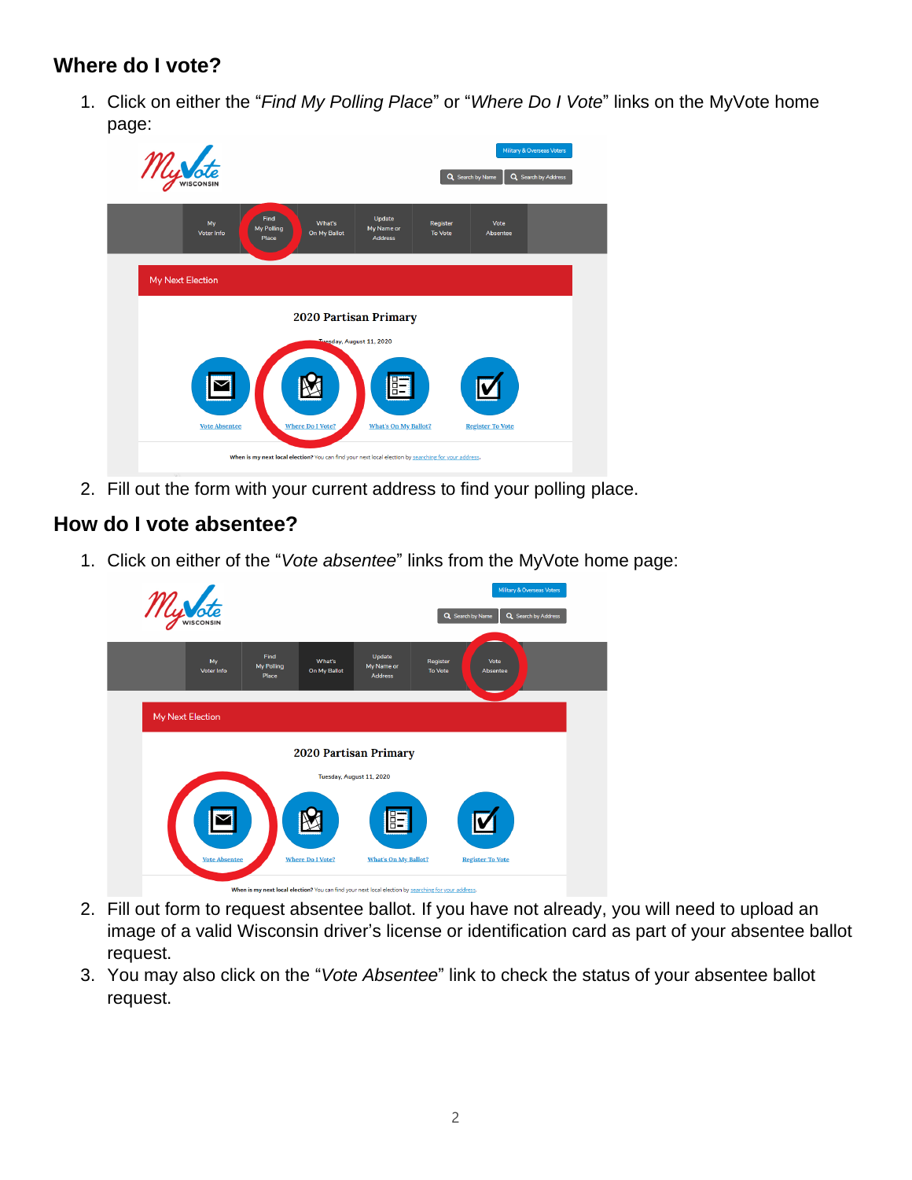## Where do I vote?

1. Click on either the "*Find My Polling Place*" or "*Where Do I Vote*" links on the MyVote home page:
2. Fill out the form with your current address to find your polling place.

## How do I vote absentee?

1. Click on either of the "*Vote absentee*" links from the MyVote home page:
2. Fill out form to request absentee ballot. If you have not already, you will need to upload an image of a valid Wisconsin driver's license or identification card as part of your absentee ballot request.
3. You may also click on the "*Vote Absentee*" link to check the status of your absentee ballot request.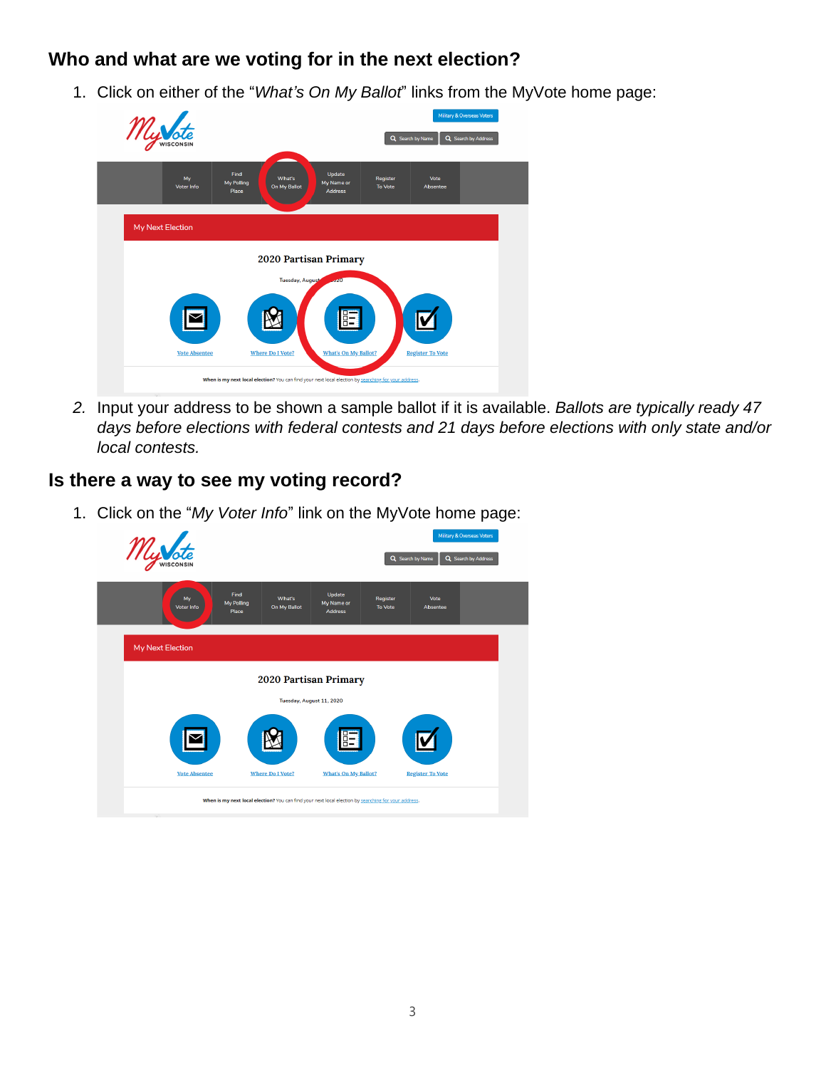## Who and what are we voting for in the next election?

1. Click on either of the "*What's On My Ballot*" links from the MyVote home page:

2. *Input your address to be shown a sample ballot if it is available. Ballots are typically ready 47 days before elections with federal contests and 21 days before elections with only state and/or local contests.*

## Is there a way to see my voting record?

1. Click on the "*My Voter Info*" link on the MyVote home page: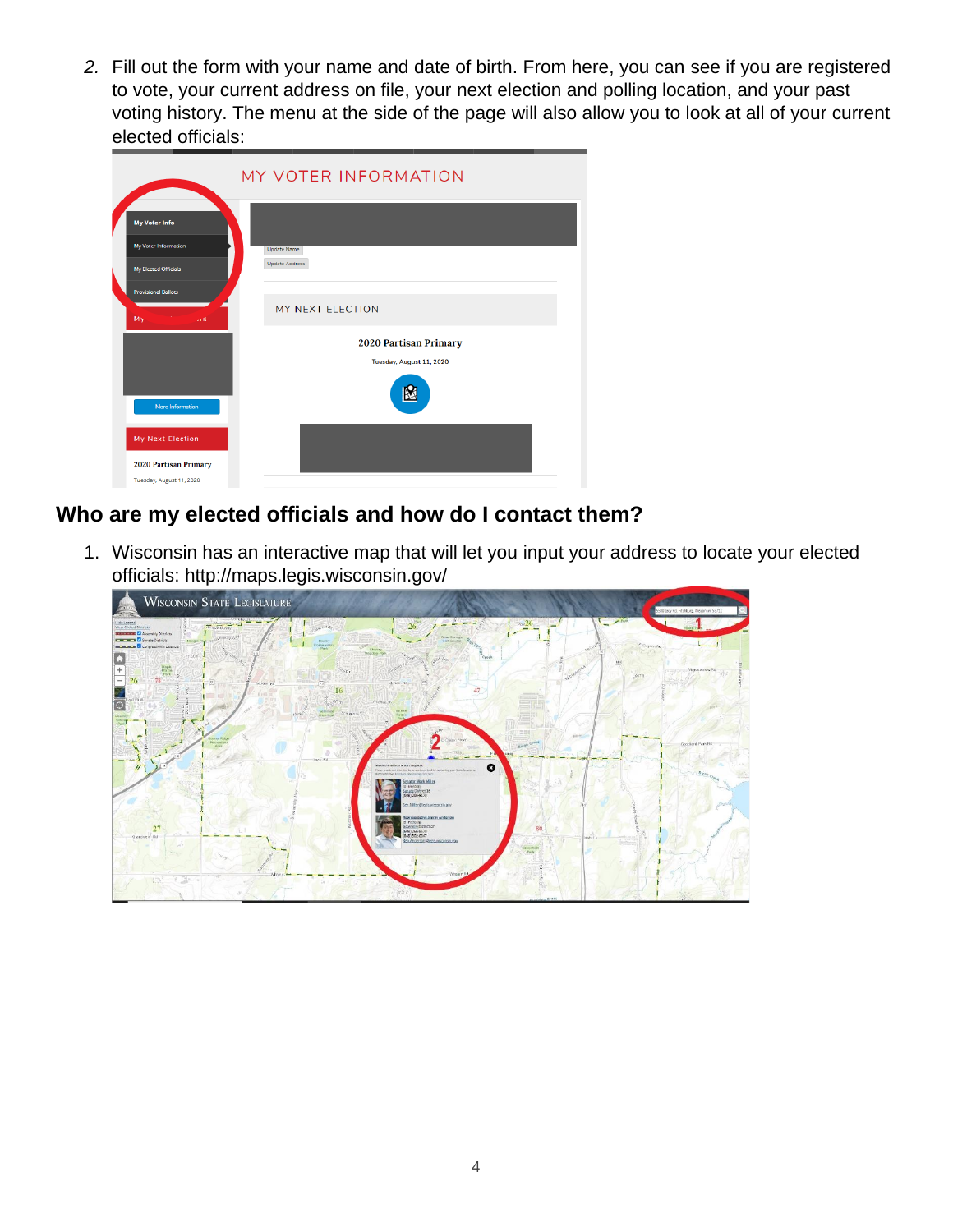2. Fill out the form with your name and date of birth. From here, you can see if you are registered to vote, your current address on file, your next election and polling location, and your past voting history. The menu at the side of the page will also allow you to look at all of your current elected officials:

## Who are my elected officials and how do I contact them?

1. Wisconsin has an interactive map that will let you input your address to locate your elected officials: http://maps.legis.wisconsin.gov/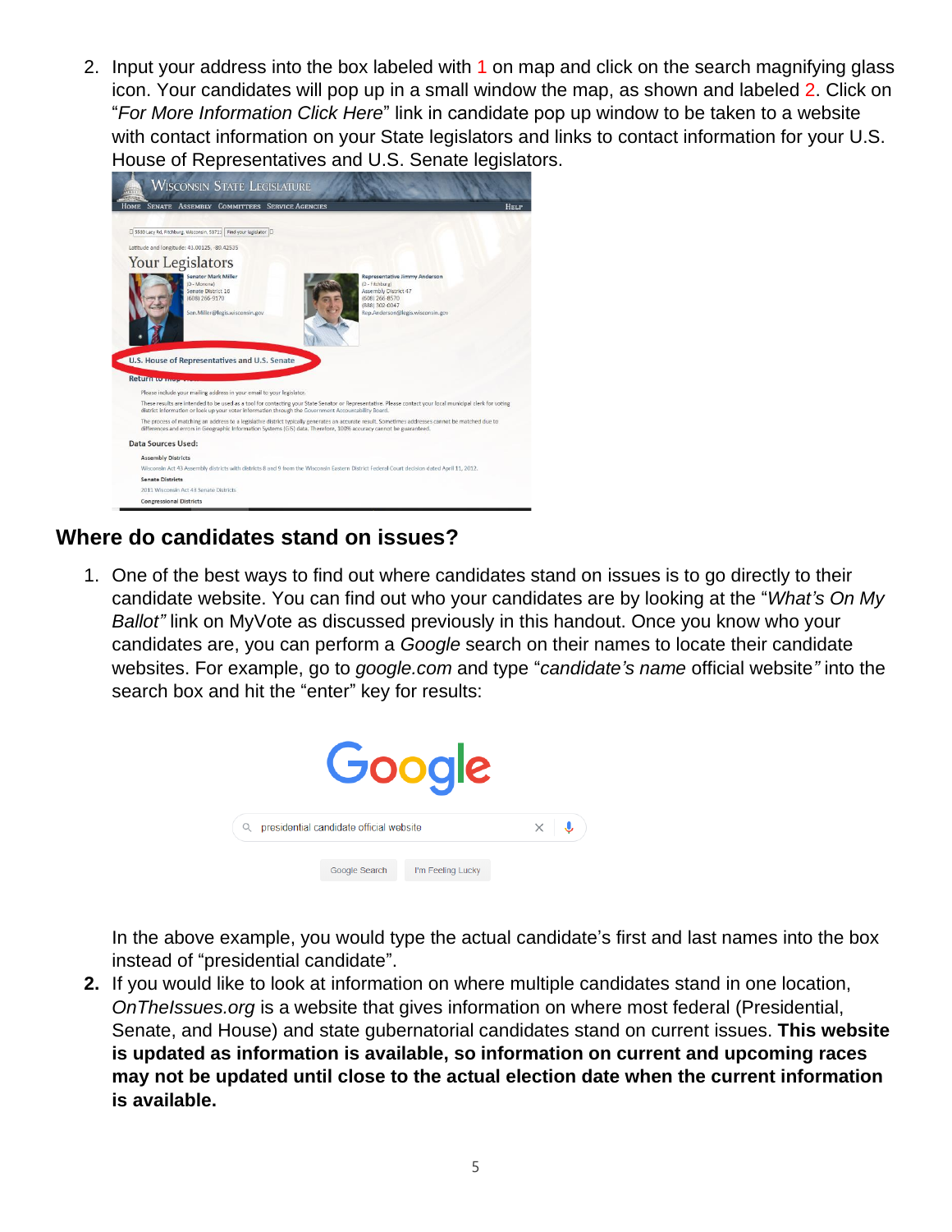2. Input your address into the box labeled with 1 on map and click on the search magnifying glass icon. Your candidates will pop up in a small window the map, as shown and labeled 2. Click on "*For More Information Click Here*" link in candidate pop up window to be taken to a website with contact information on your State legislators and links to contact information for your U.S. House of Representatives and U.S. Senate legislators.

## Where do candidates stand on issues?

1. One of the best ways to find out where candidates stand on issues is to go directly to their candidate website. You can find out who your candidates are by looking at the "*What's On My Ballot"* link on MyVote as discussed previously in this handout. Once you know who your candidates are, you can perform a *Google* search on their names to locate their candidate websites. For example, go to *google.com* and type "*candidate's name* official website*"* into the search box and hit the "enter" key for results:

   In the above example, you would type the actual candidate's first and last names into the box instead of "presidential candidate".

2. If you would like to look at information on where multiple candidates stand in one location, *OnTheIssues.org* is a website that gives information on where most federal (Presidential, Senate, and House) and state gubernatorial candidates stand on current issues. **This website is updated as information is available, so information on current and upcoming races may not be updated until close to the actual election date when the current information is available.**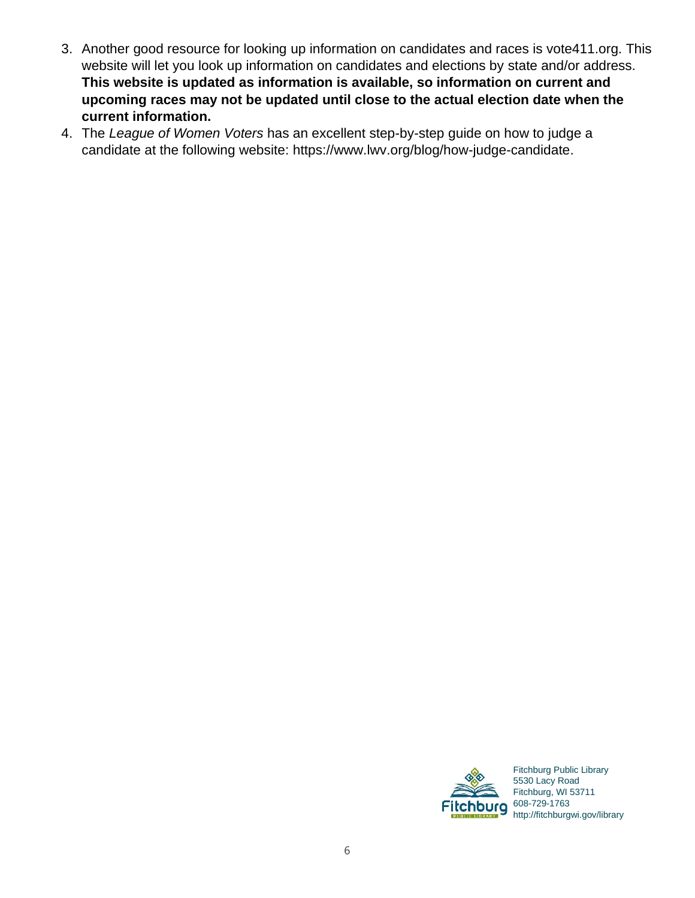3. Another good resource for looking up information on candidates and races is vote411.org. This website will let you look up information on candidates and elections by state and/or address. **This website is updated as information is available, so information on current and upcoming races may not be updated until close to the actual election date when the current information.**
4. The *League of Women Voters* has an excellent step-by-step guide on how to judge a candidate at the following website: https://www.lwv.org/blog/how-judge-candidate.

Fitchburg Public Library
5530 Lacy Road
Fitchburg, WI 53711
608-729-1763
http://fitchburgwi.gov/library